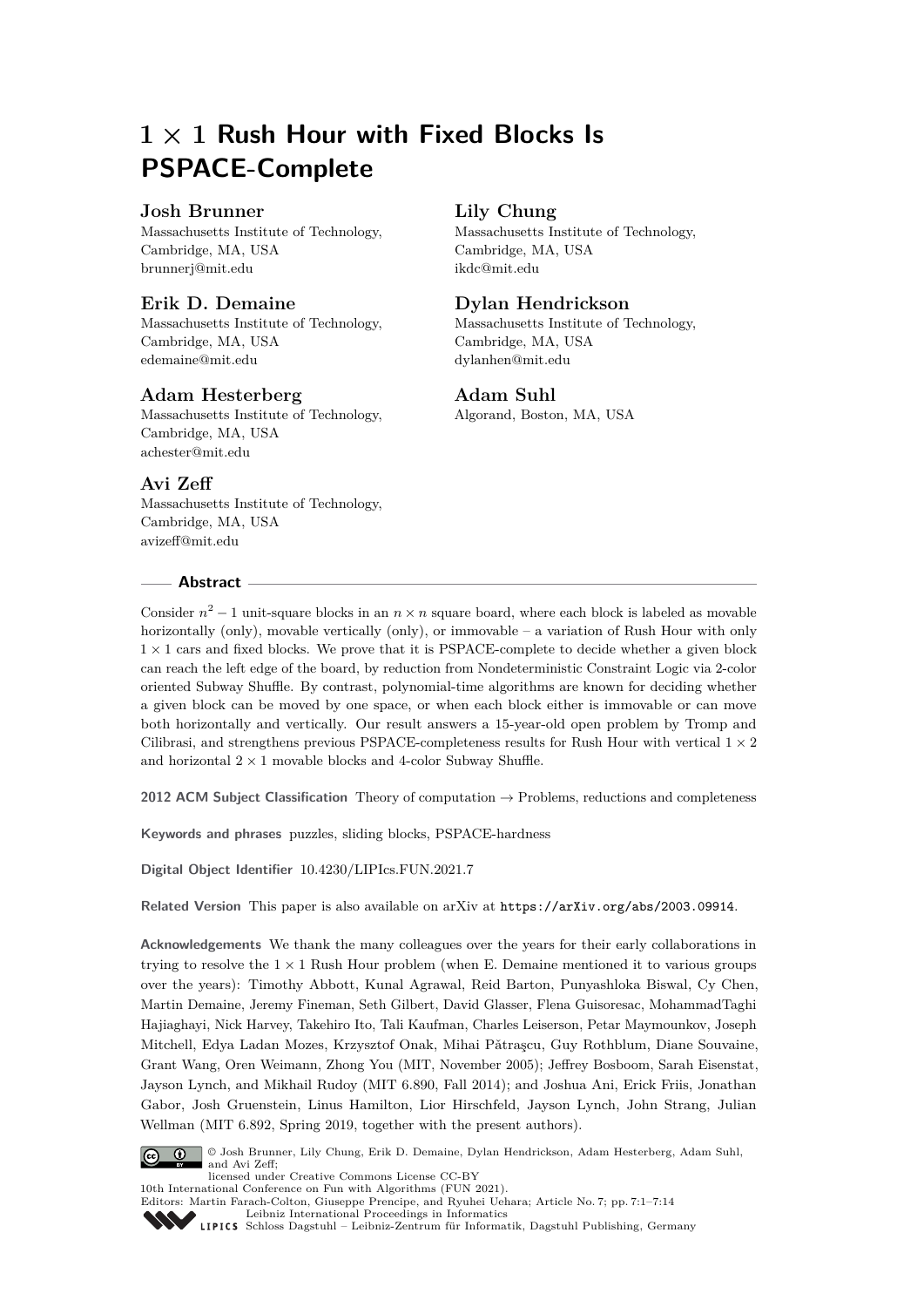# $1 \times 1$ Rush Hour with Fixed Blocks Is PSPACE-Complete

**Josh Brunner**
Massachusetts Institute of Technology, Cambridge, MA, USA
brunnerj@mit.edu

**Lily Chung**
Massachusetts Institute of Technology, Cambridge, MA, USA
ikdc@mit.edu

**Erik D. Demaine**
Massachusetts Institute of Technology, Cambridge, MA, USA
edemaine@mit.edu

**Dylan Hendrickson**
Massachusetts Institute of Technology, Cambridge, MA, USA
dylanhen@mit.edu

**Adam Hesterberg**
Massachusetts Institute of Technology, Cambridge, MA, USA
achester@mit.edu

**Adam Suhl**
Algorand, Boston, MA, USA

**Avi Zeff**
Massachusetts Institute of Technology, Cambridge, MA, USA
avizeff@mit.edu

## Abstract

Consider $n^2 - 1$ unit-square blocks in an $n \times n$ square board, where each block is labeled as movable horizontally (only), movable vertically (only), or immovable – a variation of Rush Hour with only $1 \times 1$ cars and fixed blocks. We prove that it is PSPACE-complete to decide whether a given block can reach the left edge of the board, by reduction from Nondeterministic Constraint Logic via 2-color oriented Subway Shuffle. By contrast, polynomial-time algorithms are known for deciding whether a given block can be moved by one space, or when each block either is immovable or can move both horizontally and vertically. Our result answers a 15-year-old open problem by Tromp and Cilibrasi, and strengthens previous PSPACE-completeness results for Rush Hour with vertical $1 \times 2$ and horizontal $2 \times 1$ movable blocks and 4-color Subway Shuffle.

**2012 ACM Subject Classification** Theory of computation → Problems, reductions and completeness

**Keywords and phrases** puzzles, sliding blocks, PSPACE-hardness

**Digital Object Identifier** 10.4230/LIPIcs.FUN.2021.7

**Related Version** This paper is also available on arXiv at https://arXiv.org/abs/2003.09914.

**Acknowledgements** We thank the many colleagues over the years for their early collaborations in trying to resolve the $1 \times 1$ Rush Hour problem (when E. Demaine mentioned it to various groups over the years): Timothy Abbott, Kunal Agrawal, Reid Barton, Punyashloka Biswal, Cy Chen, Martin Demaine, Jeremy Fineman, Seth Gilbert, David Glasser, Flena Guisoresac, MohammadTaghi Hajiaghayi, Nick Harvey, Takehiro Ito, Tali Kaufman, Charles Leiserson, Petar Maymounkov, Joseph Mitchell, Edya Ladan Mozes, Krzysztof Onak, Mihai Pătraşcu, Guy Rothblum, Diane Souvaine, Grant Wang, Oren Weimann, Zhong You (MIT, November 2005); Jeffrey Bosboom, Sarah Eisenstat, Jayson Lynch, and Mikhail Rudoy (MIT 6.890, Fall 2014); and Joshua Ani, Erick Friis, Jonathan Gabor, Josh Gruenstein, Linus Hamilton, Lior Hirschfeld, Jayson Lynch, John Strang, Julian Wellman (MIT 6.892, Spring 2019, together with the present authors).

© Josh Brunner, Lily Chung, Erik D. Demaine, Dylan Hendrickson, Adam Hesterberg, Adam Suhl, and Avi Zeff;
licensed under Creative Commons License CC-BY
10th International Conference on Fun with Algorithms (FUN 2021).
Editors: Martin Farach-Colton, Giuseppe Prencipe, and Ryuhei Uehara; Article No. 7; pp. 7:1–7:14
Leibniz International Proceedings in Informatics
Schloss Dagstuhl – Leibniz-Zentrum für Informatik, Dagstuhl Publishing, Germany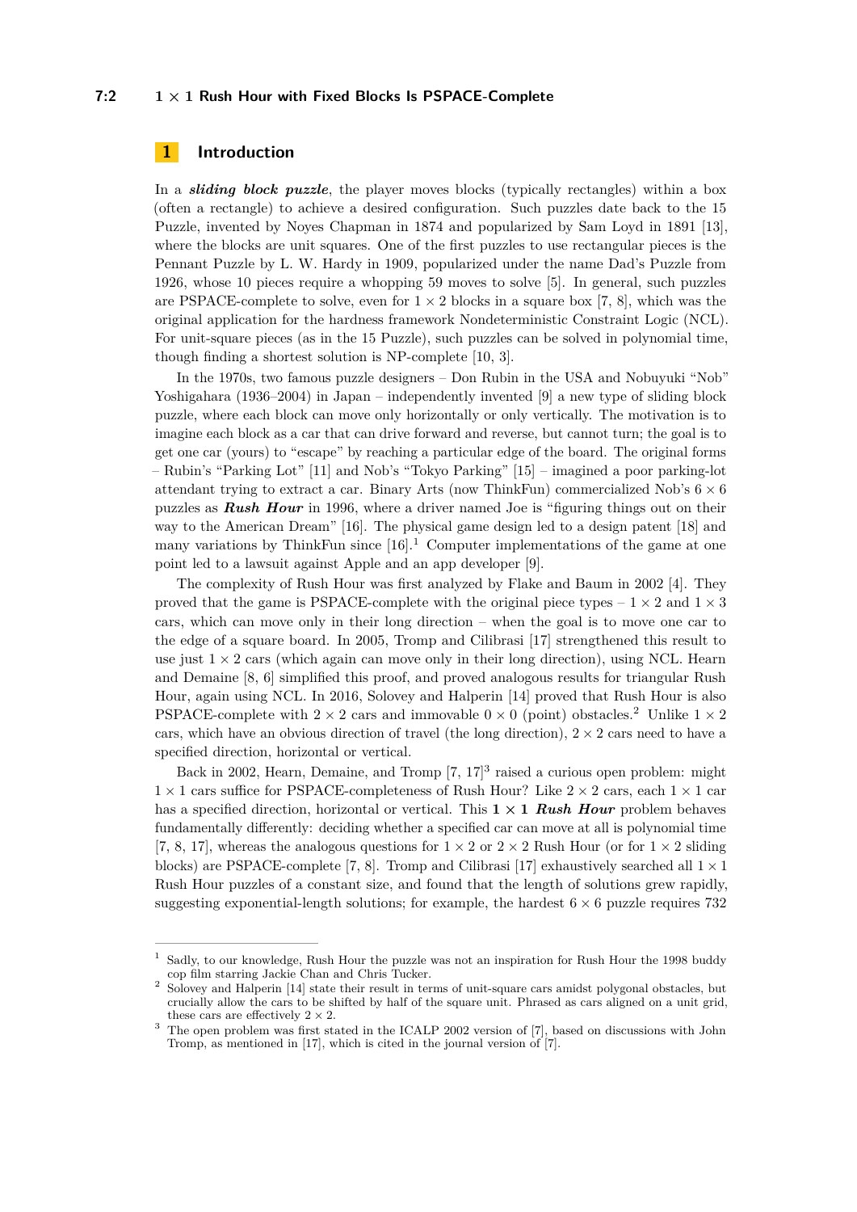## 1 Introduction

In a ***sliding block puzzle***, the player moves blocks (typically rectangles) within a box (often a rectangle) to achieve a desired configuration. Such puzzles date back to the 15 Puzzle, invented by Noyes Chapman in 1874 and popularized by Sam Loyd in 1891 [13], where the blocks are unit squares. One of the first puzzles to use rectangular pieces is the Pennant Puzzle by L. W. Hardy in 1909, popularized under the name Dad's Puzzle from 1926, whose 10 pieces require a whopping 59 moves to solve [5]. In general, such puzzles are PSPACE-complete to solve, even for $1 \times 2$ blocks in a square box [7, 8], which was the original application for the hardness framework Nondeterministic Constraint Logic (NCL). For unit-square pieces (as in the 15 Puzzle), such puzzles can be solved in polynomial time, though finding a shortest solution is NP-complete [10, 3].

In the 1970s, two famous puzzle designers – Don Rubin in the USA and Nobuyuki "Nob" Yoshigahara (1936–2004) in Japan – independently invented [9] a new type of sliding block puzzle, where each block can move only horizontally or only vertically. The motivation is to imagine each block as a car that can drive forward and reverse, but cannot turn; the goal is to get one car (yours) to "escape" by reaching a particular edge of the board. The original forms – Rubin's "Parking Lot" [11] and Nob's "Tokyo Parking" [15] – imagined a poor parking-lot attendant trying to extract a car. Binary Arts (now ThinkFun) commercialized Nob's $6 \times 6$ puzzles as ***Rush Hour*** in 1996, where a driver named Joe is "figuring things out on their way to the American Dream" [16]. The physical game design led to a design patent [18] and many variations by ThinkFun since [16].[1] Computer implementations of the game at one point led to a lawsuit against Apple and an app developer [9].

The complexity of Rush Hour was first analyzed by Flake and Baum in 2002 [4]. They proved that the game is PSPACE-complete with the original piece types – $1 \times 2$ and $1 \times 3$ cars, which can move only in their long direction – when the goal is to move one car to the edge of a square board. In 2005, Tromp and Cilibrasi [17] strengthened this result to use just $1 \times 2$ cars (which again can move only in their long direction), using NCL. Hearn and Demaine [8, 6] simplified this proof, and proved analogous results for triangular Rush Hour, again using NCL. In 2016, Solovey and Halperin [14] proved that Rush Hour is also PSPACE-complete with $2 \times 2$ cars and immovable $0 \times 0$ (point) obstacles.[2] Unlike $1 \times 2$ cars, which have an obvious direction of travel (the long direction), $2 \times 2$ cars need to have a specified direction, horizontal or vertical.

Back in 2002, Hearn, Demaine, and Tromp [7, 17][3] raised a curious open problem: might $1 \times 1$ cars suffice for PSPACE-completeness of Rush Hour? Like $2 \times 2$ cars, each $1 \times 1$ car has a specified direction, horizontal or vertical. This **$1 \times 1$ *Rush Hour*** problem behaves fundamentally differently: deciding whether a specified car can move at all is polynomial time [7, 8, 17], whereas the analogous questions for $1 \times 2$ or $2 \times 2$ Rush Hour (or for $1 \times 2$ sliding blocks) are PSPACE-complete [7, 8]. Tromp and Cilibrasi [17] exhaustively searched all $1 \times 1$ Rush Hour puzzles of a constant size, and found that the length of solutions grew rapidly, suggesting exponential-length solutions; for example, the hardest $6 \times 6$ puzzle requires 732

---

[1] Sadly, to our knowledge, Rush Hour the puzzle was not an inspiration for Rush Hour the 1998 buddy cop film starring Jackie Chan and Chris Tucker.

[2] Solovey and Halperin [14] state their result in terms of unit-square cars amidst polygonal obstacles, but crucially allow the cars to be shifted by half of the square unit. Phrased as cars aligned on a unit grid, these cars are effectively $2 \times 2$.

[3] The open problem was first stated in the ICALP 2002 version of [7], based on discussions with John Tromp, as mentioned in [17], which is cited in the journal version of [7].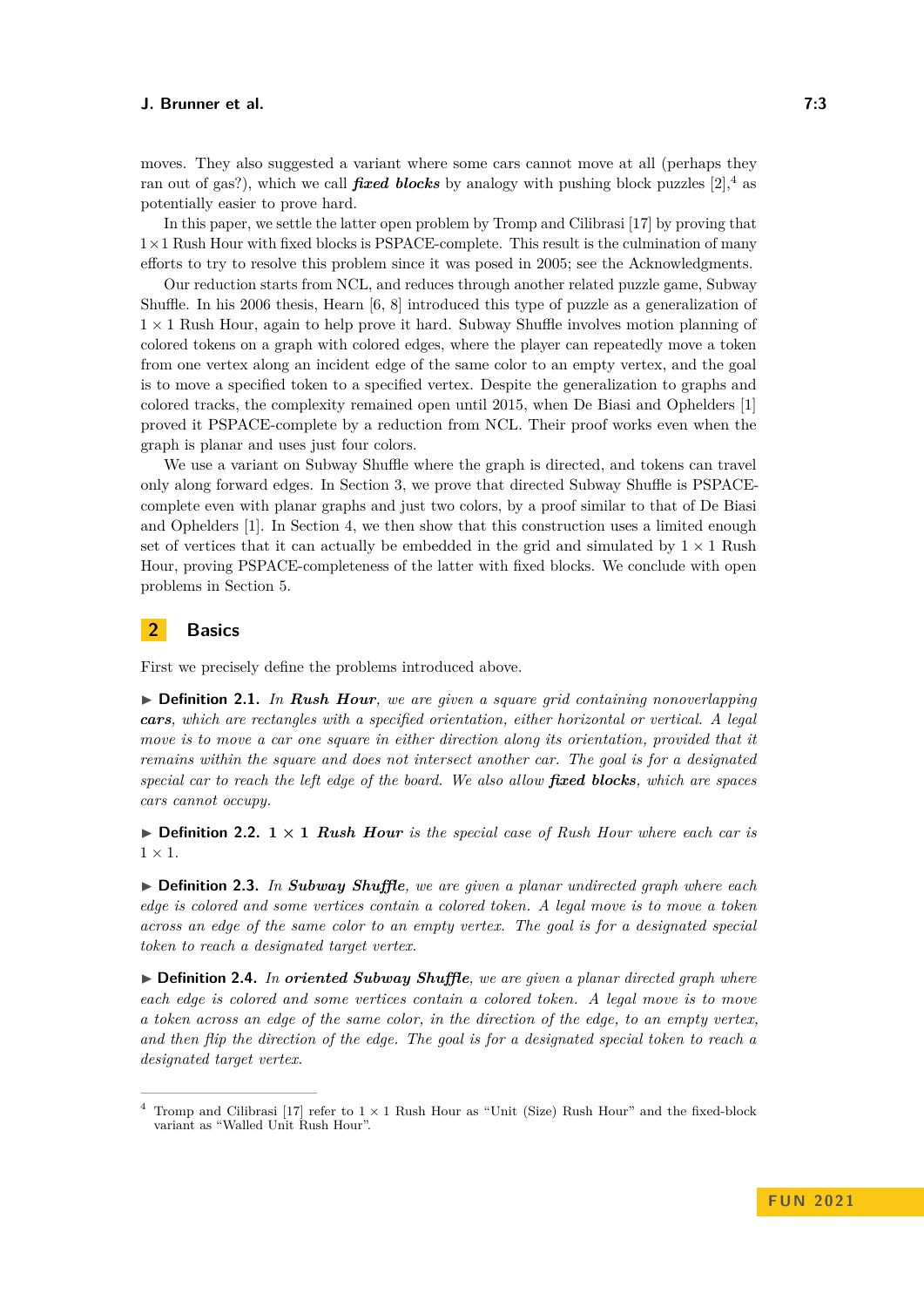moves. They also suggested a variant where some cars cannot move at all (perhaps they ran out of gas?), which we call ***fixed blocks*** by analogy with pushing block puzzles [2],[4] as potentially easier to prove hard.

In this paper, we settle the latter open problem by Tromp and Cilibrasi [17] by proving that $1 \times 1$ Rush Hour with fixed blocks is PSPACE-complete. This result is the culmination of many efforts to try to resolve this problem since it was posed in 2005; see the Acknowledgments.

Our reduction starts from NCL, and reduces through another related puzzle game, Subway Shuffle. In his 2006 thesis, Hearn [6, 8] introduced this type of puzzle as a generalization of $1 \times 1$ Rush Hour, again to help prove it hard. Subway Shuffle involves motion planning of colored tokens on a graph with colored edges, where the player can repeatedly move a token from one vertex along an incident edge of the same color to an empty vertex, and the goal is to move a specified token to a specified vertex. Despite the generalization to graphs and colored tracks, the complexity remained open until 2015, when De Biasi and Ophelders [1] proved it PSPACE-complete by a reduction from NCL. Their proof works even when the graph is planar and uses just four colors.

We use a variant on Subway Shuffle where the graph is directed, and tokens can travel only along forward edges. In Section 3, we prove that directed Subway Shuffle is PSPACE-complete even with planar graphs and just two colors, by a proof similar to that of De Biasi and Ophelders [1]. In Section 4, we then show that this construction uses a limited enough set of vertices that it can actually be embedded in the grid and simulated by $1 \times 1$ Rush Hour, proving PSPACE-completeness of the latter with fixed blocks. We conclude with open problems in Section 5.

## 2 Basics

First we precisely define the problems introduced above.

▶ **Definition 2.1.** *In* ***Rush Hour****, we are given a square grid containing nonoverlapping* ***cars****, which are rectangles with a specified orientation, either horizontal or vertical. A legal move is to move a car one square in either direction along its orientation, provided that it remains within the square and does not intersect another car. The goal is for a designated special car to reach the left edge of the board. We also allow* ***fixed blocks****, which are spaces cars cannot occupy.*

▶ **Definition 2.2.** ***$1 \times 1$ Rush Hour*** *is the special case of Rush Hour where each car is $1 \times 1$.*

▶ **Definition 2.3.** *In* ***Subway Shuffle****, we are given a planar undirected graph where each edge is colored and some vertices contain a colored token. A legal move is to move a token across an edge of the same color to an empty vertex. The goal is for a designated special token to reach a designated target vertex.*

▶ **Definition 2.4.** *In* ***oriented Subway Shuffle****, we are given a planar directed graph where each edge is colored and some vertices contain a colored token. A legal move is to move a token across an edge of the same color, in the direction of the edge, to an empty vertex, and then flip the direction of the edge. The goal is for a designated special token to reach a designated target vertex.*

---

[4] Tromp and Cilibrasi [17] refer to $1 \times 1$ Rush Hour as "Unit (Size) Rush Hour" and the fixed-block variant as "Walled Unit Rush Hour".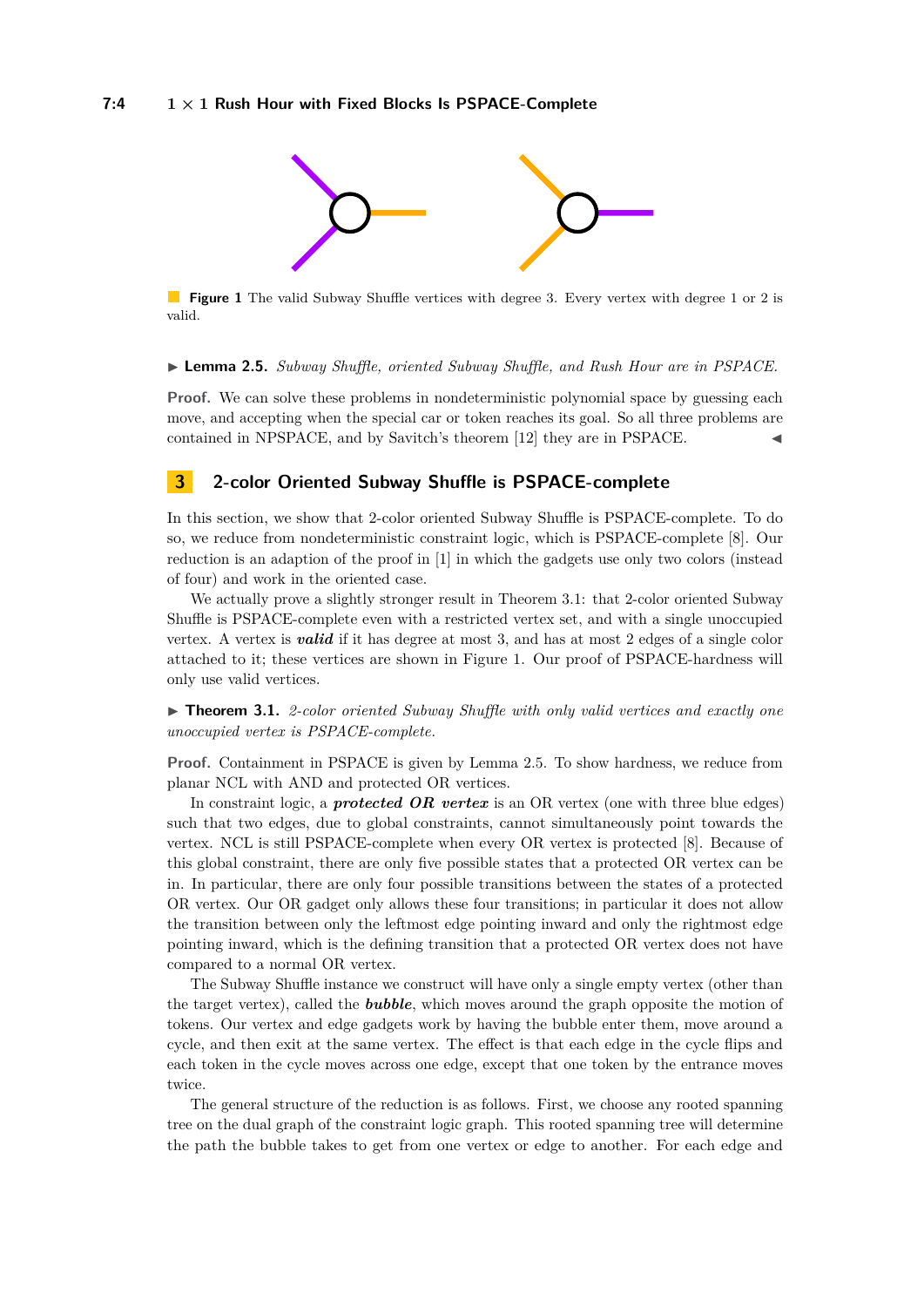**Figure 1** The valid Subway Shuffle vertices with degree 3. Every vertex with degree 1 or 2 is valid.

▶ **Lemma 2.5.** *Subway Shuffle, oriented Subway Shuffle, and Rush Hour are in PSPACE.*

**Proof.** We can solve these problems in nondeterministic polynomial space by guessing each move, and accepting when the special car or token reaches its goal. So all three problems are contained in NPSPACE, and by Savitch's theorem [12] they are in PSPACE. ◀

## 3 2-color Oriented Subway Shuffle is PSPACE-complete

In this section, we show that 2-color oriented Subway Shuffle is PSPACE-complete. To do so, we reduce from nondeterministic constraint logic, which is PSPACE-complete [8]. Our reduction is an adaption of the proof in [1] in which the gadgets use only two colors (instead of four) and work in the oriented case.

We actually prove a slightly stronger result in Theorem 3.1: that 2-color oriented Subway Shuffle is PSPACE-complete even with a restricted vertex set, and with a single unoccupied vertex. A vertex is ***valid*** if it has degree at most 3, and has at most 2 edges of a single color attached to it; these vertices are shown in Figure 1. Our proof of PSPACE-hardness will only use valid vertices.

▶ **Theorem 3.1.** *2-color oriented Subway Shuffle with only valid vertices and exactly one unoccupied vertex is PSPACE-complete.*

**Proof.** Containment in PSPACE is given by Lemma 2.5. To show hardness, we reduce from planar NCL with AND and protected OR vertices.

In constraint logic, a ***protected OR vertex*** is an OR vertex (one with three blue edges) such that two edges, due to global constraints, cannot simultaneously point towards the vertex. NCL is still PSPACE-complete when every OR vertex is protected [8]. Because of this global constraint, there are only five possible states that a protected OR vertex can be in. In particular, there are only four possible transitions between the states of a protected OR vertex. Our OR gadget only allows these four transitions; in particular it does not allow the transition between only the leftmost edge pointing inward and only the rightmost edge pointing inward, which is the defining transition that a protected OR vertex does not have compared to a normal OR vertex.

The Subway Shuffle instance we construct will have only a single empty vertex (other than the target vertex), called the ***bubble***, which moves around the graph opposite the motion of tokens. Our vertex and edge gadgets work by having the bubble enter them, move around a cycle, and then exit at the same vertex. The effect is that each edge in the cycle flips and each token in the cycle moves across one edge, except that one token by the entrance moves twice.

The general structure of the reduction is as follows. First, we choose any rooted spanning tree on the dual graph of the constraint logic graph. This rooted spanning tree will determine the path the bubble takes to get from one vertex or edge to another. For each edge and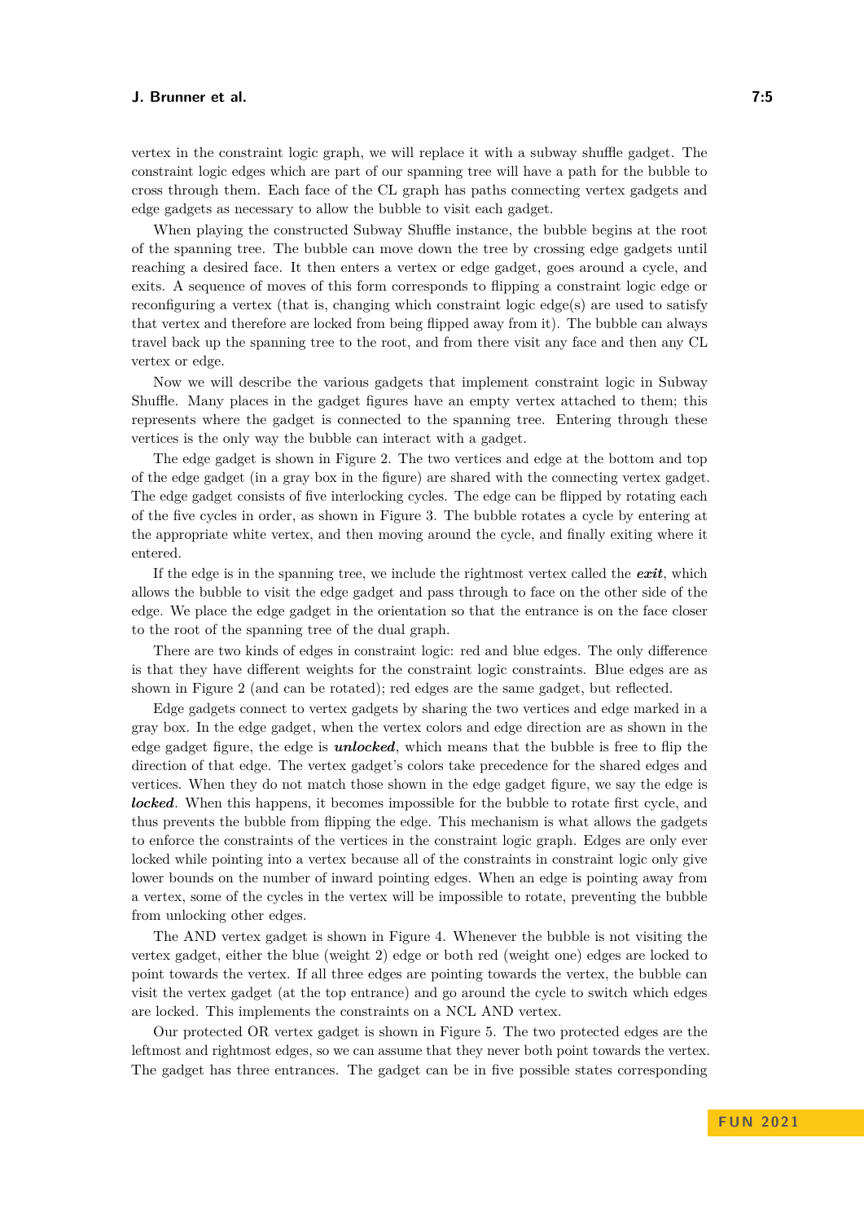vertex in the constraint logic graph, we will replace it with a subway shuffle gadget. The constraint logic edges which are part of our spanning tree will have a path for the bubble to cross through them. Each face of the CL graph has paths connecting vertex gadgets and edge gadgets as necessary to allow the bubble to visit each gadget.

When playing the constructed Subway Shuffle instance, the bubble begins at the root of the spanning tree. The bubble can move down the tree by crossing edge gadgets until reaching a desired face. It then enters a vertex or edge gadget, goes around a cycle, and exits. A sequence of moves of this form corresponds to flipping a constraint logic edge or reconfiguring a vertex (that is, changing which constraint logic edge(s) are used to satisfy that vertex and therefore are locked from being flipped away from it). The bubble can always travel back up the spanning tree to the root, and from there visit any face and then any CL vertex or edge.

Now we will describe the various gadgets that implement constraint logic in Subway Shuffle. Many places in the gadget figures have an empty vertex attached to them; this represents where the gadget is connected to the spanning tree. Entering through these vertices is the only way the bubble can interact with a gadget.

The edge gadget is shown in Figure 2. The two vertices and edge at the bottom and top of the edge gadget (in a gray box in the figure) are shared with the connecting vertex gadget. The edge gadget consists of five interlocking cycles. The edge can be flipped by rotating each of the five cycles in order, as shown in Figure 3. The bubble rotates a cycle by entering at the appropriate white vertex, and then moving around the cycle, and finally exiting where it entered.

If the edge is in the spanning tree, we include the rightmost vertex called the ***exit***, which allows the bubble to visit the edge gadget and pass through to face on the other side of the edge. We place the edge gadget in the orientation so that the entrance is on the face closer to the root of the spanning tree of the dual graph.

There are two kinds of edges in constraint logic: red and blue edges. The only difference is that they have different weights for the constraint logic constraints. Blue edges are as shown in Figure 2 (and can be rotated); red edges are the same gadget, but reflected.

Edge gadgets connect to vertex gadgets by sharing the two vertices and edge marked in a gray box. In the edge gadget, when the vertex colors and edge direction are as shown in the edge gadget figure, the edge is ***unlocked***, which means that the bubble is free to flip the direction of that edge. The vertex gadget's colors take precedence for the shared edges and vertices. When they do not match those shown in the edge gadget figure, we say the edge is ***locked***. When this happens, it becomes impossible for the bubble to rotate first cycle, and thus prevents the bubble from flipping the edge. This mechanism is what allows the gadgets to enforce the constraints of the vertices in the constraint logic graph. Edges are only ever locked while pointing into a vertex because all of the constraints in constraint logic only give lower bounds on the number of inward pointing edges. When an edge is pointing away from a vertex, some of the cycles in the vertex will be impossible to rotate, preventing the bubble from unlocking other edges.

The AND vertex gadget is shown in Figure 4. Whenever the bubble is not visiting the vertex gadget, either the blue (weight 2) edge or both red (weight one) edges are locked to point towards the vertex. If all three edges are pointing towards the vertex, the bubble can visit the vertex gadget (at the top entrance) and go around the cycle to switch which edges are locked. This implements the constraints on a NCL AND vertex.

Our protected OR vertex gadget is shown in Figure 5. The two protected edges are the leftmost and rightmost edges, so we can assume that they never both point towards the vertex. The gadget has three entrances. The gadget can be in five possible states corresponding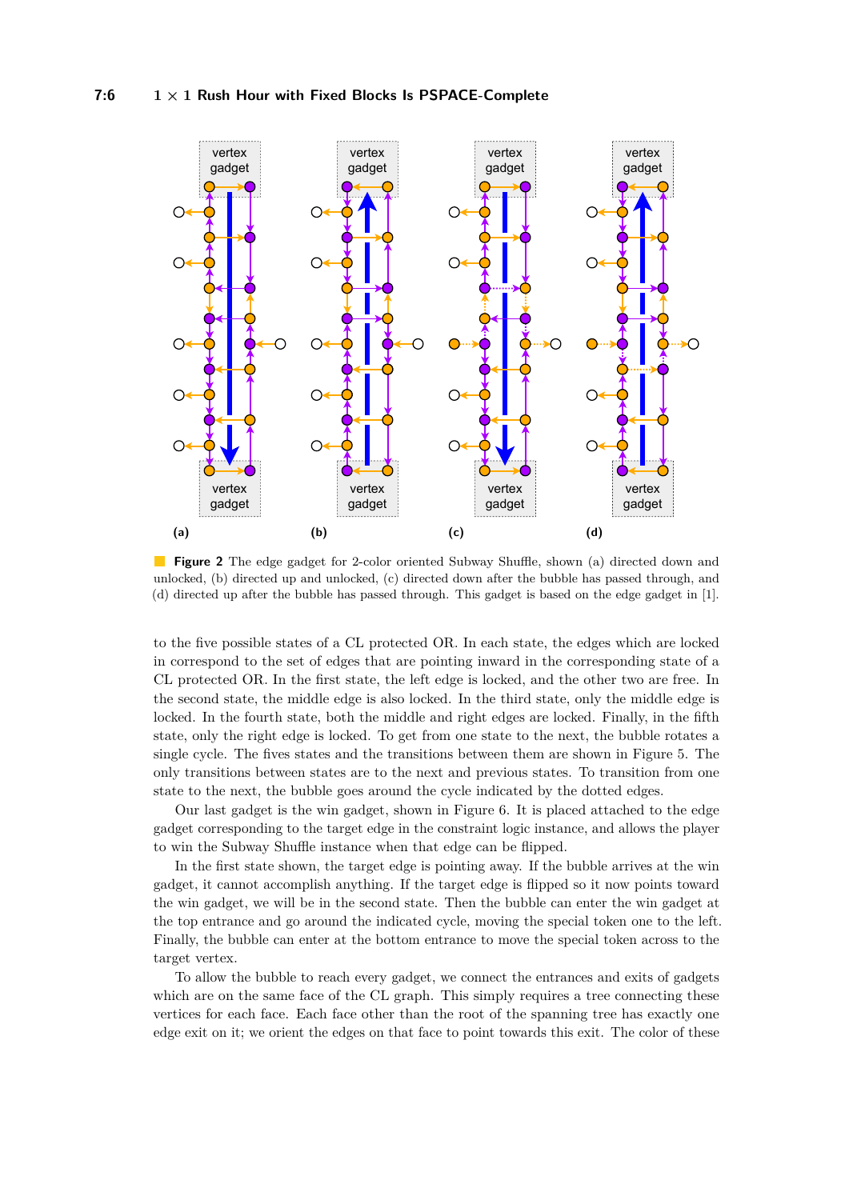**Figure 2** The edge gadget for 2-color oriented Subway Shuffle, shown (a) directed down and unlocked, (b) directed up and unlocked, (c) directed down after the bubble has passed through, and (d) directed up after the bubble has passed through. This gadget is based on the edge gadget in [1].

to the five possible states of a CL protected OR. In each state, the edges which are locked in correspond to the set of edges that are pointing inward in the corresponding state of a CL protected OR. In the first state, the left edge is locked, and the other two are free. In the second state, the middle edge is also locked. In the third state, only the middle edge is locked. In the fourth state, both the middle and right edges are locked. Finally, in the fifth state, only the right edge is locked. To get from one state to the next, the bubble rotates a single cycle. The fives states and the transitions between them are shown in Figure 5. The only transitions between states are to the next and previous states. To transition from one state to the next, the bubble goes around the cycle indicated by the dotted edges.

Our last gadget is the win gadget, shown in Figure 6. It is placed attached to the edge gadget corresponding to the target edge in the constraint logic instance, and allows the player to win the Subway Shuffle instance when that edge can be flipped.

In the first state shown, the target edge is pointing away. If the bubble arrives at the win gadget, it cannot accomplish anything. If the target edge is flipped so it now points toward the win gadget, we will be in the second state. Then the bubble can enter the win gadget at the top entrance and go around the indicated cycle, moving the special token one to the left. Finally, the bubble can enter at the bottom entrance to move the special token across to the target vertex.

To allow the bubble to reach every gadget, we connect the entrances and exits of gadgets which are on the same face of the CL graph. This simply requires a tree connecting these vertices for each face. Each face other than the root of the spanning tree has exactly one edge exit on it; we orient the edges on that face to point towards this exit. The color of these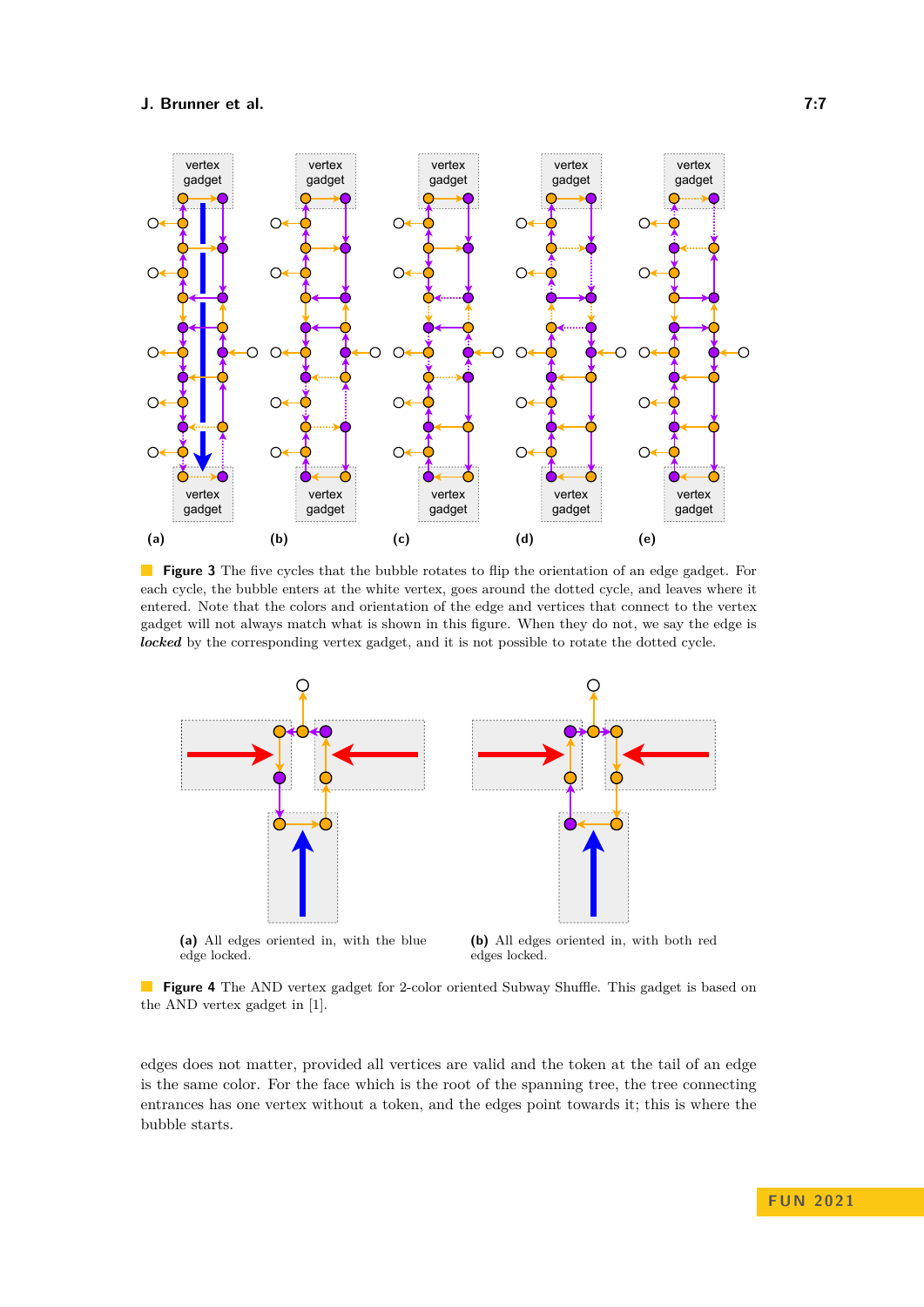**Figure 3** The five cycles that the bubble rotates to flip the orientation of an edge gadget. For each cycle, the bubble enters at the white vertex, goes around the dotted cycle, and leaves where it entered. Note that the colors and orientation of the edge and vertices that connect to the vertex gadget will not always match what is shown in this figure. When they do not, we say the edge is ***locked*** by the corresponding vertex gadget, and it is not possible to rotate the dotted cycle.

**(a)** All edges oriented in, with the blue edge locked.

**(b)** All edges oriented in, with both red edges locked.

**Figure 4** The AND vertex gadget for 2-color oriented Subway Shuffle. This gadget is based on the AND vertex gadget in [1].

edges does not matter, provided all vertices are valid and the token at the tail of an edge is the same color. For the face which is the root of the spanning tree, the tree connecting entrances has one vertex without a token, and the edges point towards it; this is where the bubble starts.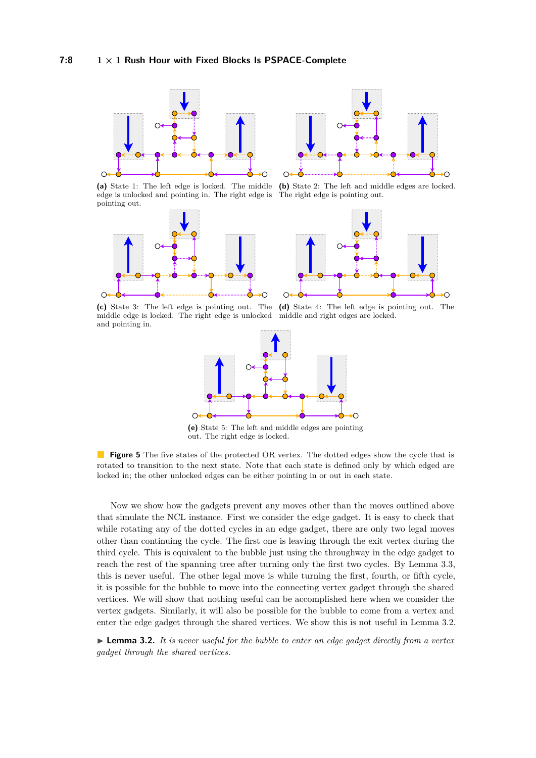(a) State 1: The left edge is locked. The middle edge is unlocked and pointing in. The right edge is pointing out.

(b) State 2: The left and middle edges are locked. The right edge is pointing out.

(c) State 3: The left edge is pointing out. The middle edge is locked. The right edge is unlocked and pointing in.

(d) State 4: The left edge is pointing out. The middle and right edges are locked.

(e) State 5: The left and middle edges are pointing out. The right edge is locked.

**Figure 5** The five states of the protected OR vertex. The dotted edges show the cycle that is rotated to transition to the next state. Note that each state is defined only by which edged are locked in; the other unlocked edges can be either pointing in or out in each state.

Now we show how the gadgets prevent any moves other than the moves outlined above that simulate the NCL instance. First we consider the edge gadget. It is easy to check that while rotating any of the dotted cycles in an edge gadget, there are only two legal moves other than continuing the cycle. The first one is leaving through the exit vertex during the third cycle. This is equivalent to the bubble just using the throughway in the edge gadget to reach the rest of the spanning tree after turning only the first two cycles. By Lemma 3.3, this is never useful. The other legal move is while turning the first, fourth, or fifth cycle, it is possible for the bubble to move into the connecting vertex gadget through the shared vertices. We will show that nothing useful can be accomplished here when we consider the vertex gadgets. Similarly, it will also be possible for the bubble to come from a vertex and enter the edge gadget through the shared vertices. We show this is not useful in Lemma 3.2.

▶ **Lemma 3.2.** *It is never useful for the bubble to enter an edge gadget directly from a vertex gadget through the shared vertices.*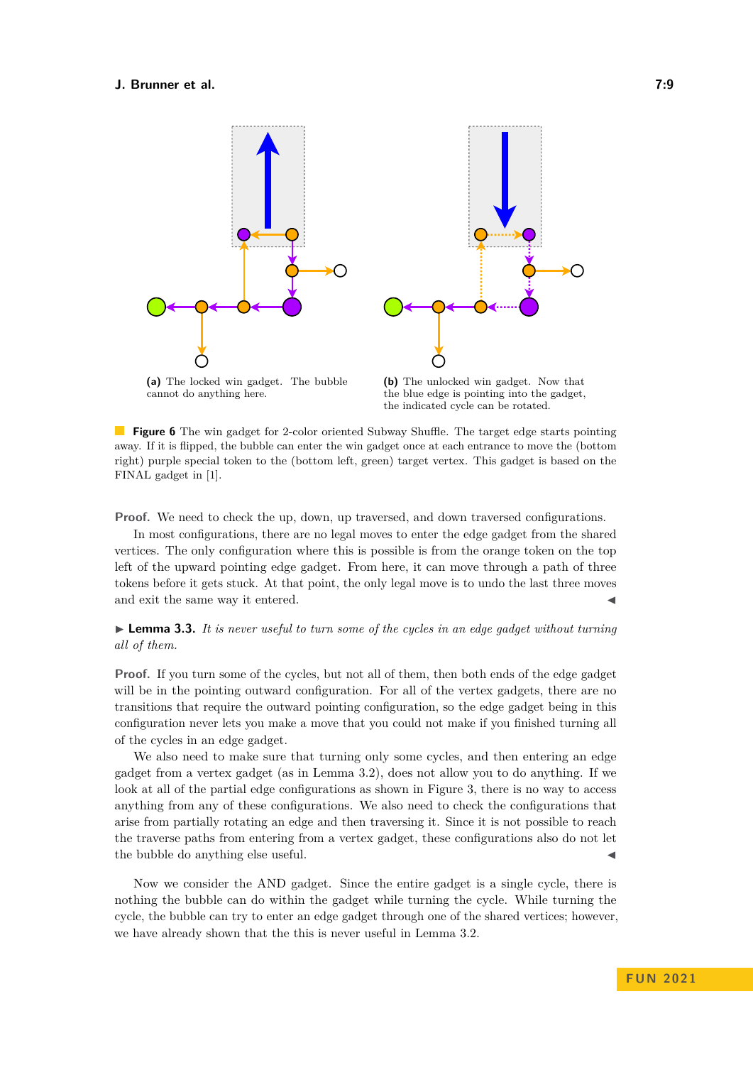(a) The locked win gadget. The bubble cannot do anything here.

(b) The unlocked win gadget. Now that the blue edge is pointing into the gadget, the indicated cycle can be rotated.

**Figure 6** The win gadget for 2-color oriented Subway Shuffle. The target edge starts pointing away. If it is flipped, the bubble can enter the win gadget once at each entrance to move the (bottom right) purple special token to the (bottom left, green) target vertex. This gadget is based on the FINAL gadget in [1].

**Proof.** We need to check the up, down, up traversed, and down traversed configurations.

In most configurations, there are no legal moves to enter the edge gadget from the shared vertices. The only configuration where this is possible is from the orange token on the top left of the upward pointing edge gadget. From here, it can move through a path of three tokens before it gets stuck. At that point, the only legal move is to undo the last three moves and exit the same way it entered. ◀

▶ **Lemma 3.3.** *It is never useful to turn some of the cycles in an edge gadget without turning all of them.*

**Proof.** If you turn some of the cycles, but not all of them, then both ends of the edge gadget will be in the pointing outward configuration. For all of the vertex gadgets, there are no transitions that require the outward pointing configuration, so the edge gadget being in this configuration never lets you make a move that you could not make if you finished turning all of the cycles in an edge gadget.

We also need to make sure that turning only some cycles, and then entering an edge gadget from a vertex gadget (as in Lemma 3.2), does not allow you to do anything. If we look at all of the partial edge configurations as shown in Figure 3, there is no way to access anything from any of these configurations. We also need to check the configurations that arise from partially rotating an edge and then traversing it. Since it is not possible to reach the traverse paths from entering from a vertex gadget, these configurations also do not let the bubble do anything else useful. ◀

Now we consider the AND gadget. Since the entire gadget is a single cycle, there is nothing the bubble can do within the gadget while turning the cycle. While turning the cycle, the bubble can try to enter an edge gadget through one of the shared vertices; however, we have already shown that the this is never useful in Lemma 3.2.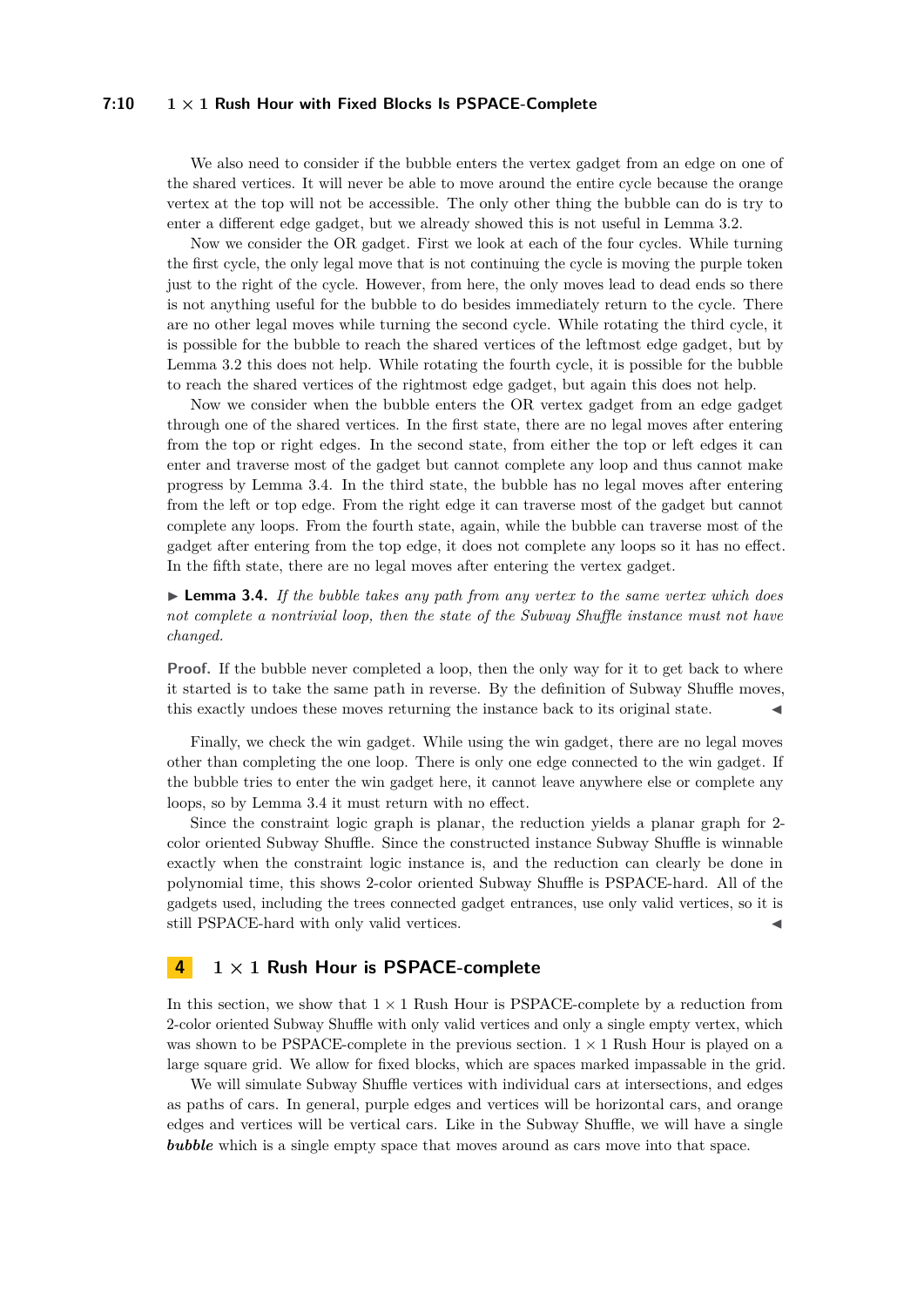We also need to consider if the bubble enters the vertex gadget from an edge on one of the shared vertices. It will never be able to move around the entire cycle because the orange vertex at the top will not be accessible. The only other thing the bubble can do is try to enter a different edge gadget, but we already showed this is not useful in Lemma 3.2.

Now we consider the OR gadget. First we look at each of the four cycles. While turning the first cycle, the only legal move that is not continuing the cycle is moving the purple token just to the right of the cycle. However, from here, the only moves lead to dead ends so there is not anything useful for the bubble to do besides immediately return to the cycle. There are no other legal moves while turning the second cycle. While rotating the third cycle, it is possible for the bubble to reach the shared vertices of the leftmost edge gadget, but by Lemma 3.2 this does not help. While rotating the fourth cycle, it is possible for the bubble to reach the shared vertices of the rightmost edge gadget, but again this does not help.

Now we consider when the bubble enters the OR vertex gadget from an edge gadget through one of the shared vertices. In the first state, there are no legal moves after entering from the top or right edges. In the second state, from either the top or left edges it can enter and traverse most of the gadget but cannot complete any loop and thus cannot make progress by Lemma 3.4. In the third state, the bubble has no legal moves after entering from the left or top edge. From the right edge it can traverse most of the gadget but cannot complete any loops. From the fourth state, again, while the bubble can traverse most of the gadget after entering from the top edge, it does not complete any loops so it has no effect. In the fifth state, there are no legal moves after entering the vertex gadget.

▶ **Lemma 3.4.** *If the bubble takes any path from any vertex to the same vertex which does not complete a nontrivial loop, then the state of the Subway Shuffle instance must not have changed.*

**Proof.** If the bubble never completed a loop, then the only way for it to get back to where it started is to take the same path in reverse. By the definition of Subway Shuffle moves, this exactly undoes these moves returning the instance back to its original state. ◀

Finally, we check the win gadget. While using the win gadget, there are no legal moves other than completing the one loop. There is only one edge connected to the win gadget. If the bubble tries to enter the win gadget here, it cannot leave anywhere else or complete any loops, so by Lemma 3.4 it must return with no effect.

Since the constraint logic graph is planar, the reduction yields a planar graph for 2-color oriented Subway Shuffle. Since the constructed instance Subway Shuffle is winnable exactly when the constraint logic instance is, and the reduction can clearly be done in polynomial time, this shows 2-color oriented Subway Shuffle is PSPACE-hard. All of the gadgets used, including the trees connected gadget entrances, use only valid vertices, so it is still PSPACE-hard with only valid vertices. ◀

## 4 $1 \times 1$ Rush Hour is PSPACE-complete

In this section, we show that $1 \times 1$ Rush Hour is PSPACE-complete by a reduction from 2-color oriented Subway Shuffle with only valid vertices and only a single empty vertex, which was shown to be PSPACE-complete in the previous section. $1 \times 1$ Rush Hour is played on a large square grid. We allow for fixed blocks, which are spaces marked impassable in the grid.

We will simulate Subway Shuffle vertices with individual cars at intersections, and edges as paths of cars. In general, purple edges and vertices will be horizontal cars, and orange edges and vertices will be vertical cars. Like in the Subway Shuffle, we will have a single ***bubble*** which is a single empty space that moves around as cars move into that space.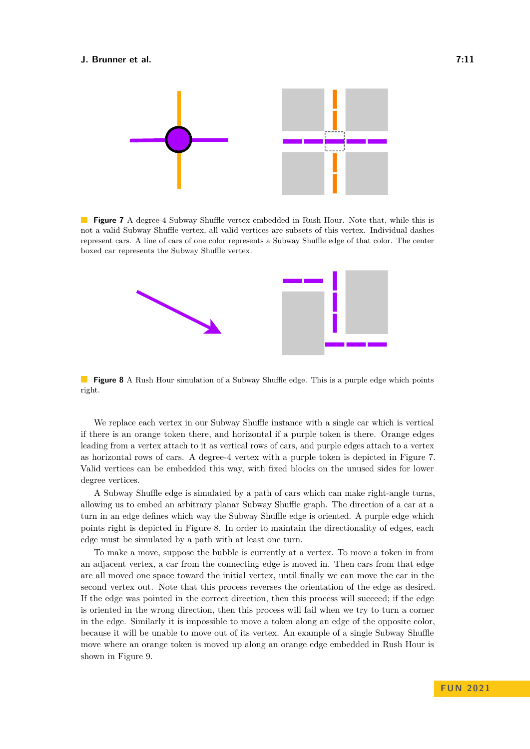**Figure 7** A degree-4 Subway Shuffle vertex embedded in Rush Hour. Note that, while this is not a valid Subway Shuffle vertex, all valid vertices are subsets of this vertex. Individual dashes represent cars. A line of cars of one color represents a Subway Shuffle edge of that color. The center boxed car represents the Subway Shuffle vertex.

**Figure 8** A Rush Hour simulation of a Subway Shuffle edge. This is a purple edge which points right.

We replace each vertex in our Subway Shuffle instance with a single car which is vertical if there is an orange token there, and horizontal if a purple token is there. Orange edges leading from a vertex attach to it as vertical rows of cars, and purple edges attach to a vertex as horizontal rows of cars. A degree-4 vertex with a purple token is depicted in Figure 7. Valid vertices can be embedded this way, with fixed blocks on the unused sides for lower degree vertices.

A Subway Shuffle edge is simulated by a path of cars which can make right-angle turns, allowing us to embed an arbitrary planar Subway Shuffle graph. The direction of a car at a turn in an edge defines which way the Subway Shuffle edge is oriented. A purple edge which points right is depicted in Figure 8. In order to maintain the directionality of edges, each edge must be simulated by a path with at least one turn.

To make a move, suppose the bubble is currently at a vertex. To move a token in from an adjacent vertex, a car from the connecting edge is moved in. Then cars from that edge are all moved one space toward the initial vertex, until finally we can move the car in the second vertex out. Note that this process reverses the orientation of the edge as desired. If the edge was pointed in the correct direction, then this process will succeed; if the edge is oriented in the wrong direction, then this process will fail when we try to turn a corner in the edge. Similarly it is impossible to move a token along an edge of the opposite color, because it will be unable to move out of its vertex. An example of a single Subway Shuffle move where an orange token is moved up along an orange edge embedded in Rush Hour is shown in Figure 9.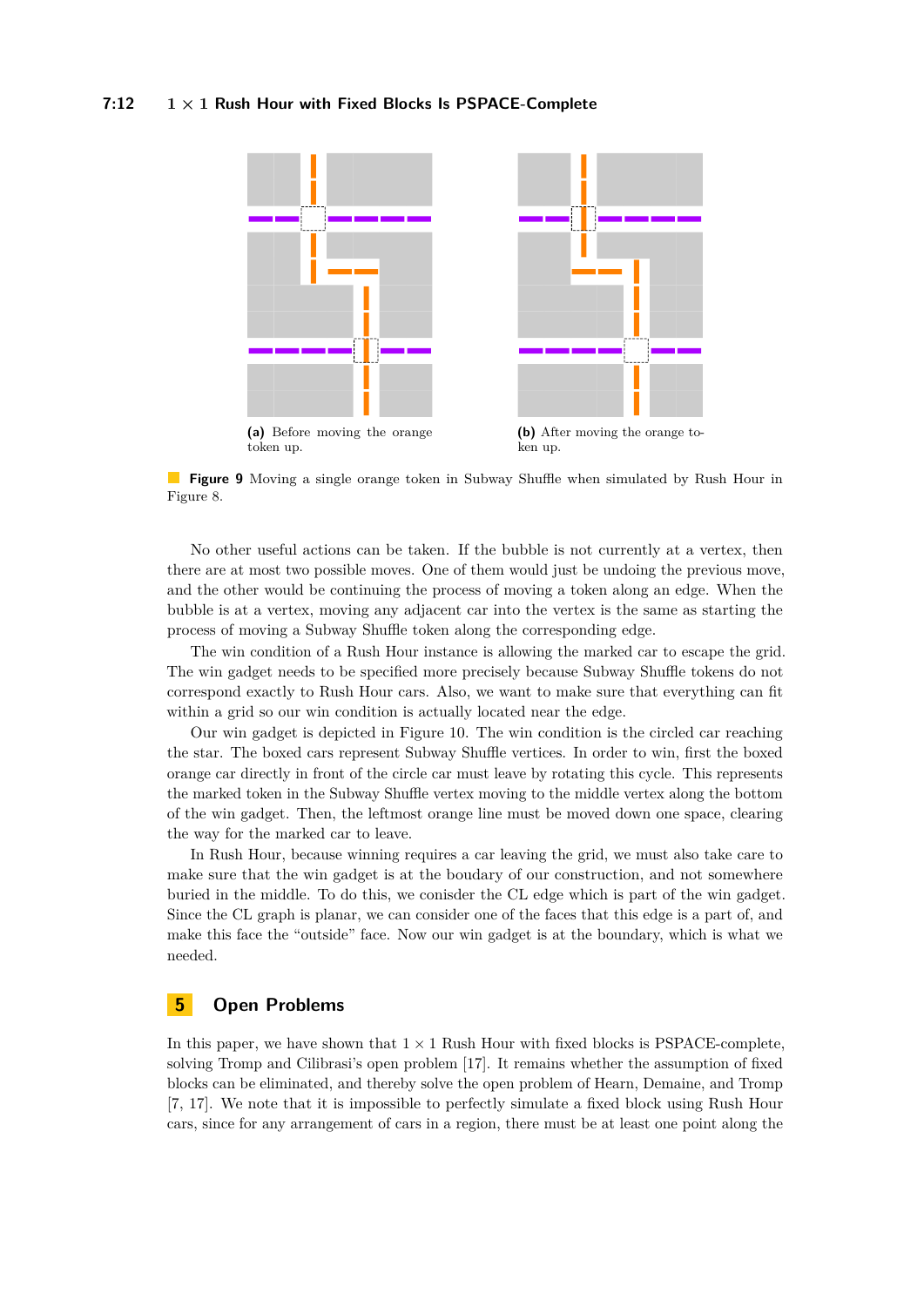(a) Before moving the orange token up.

(b) After moving the orange token up.

**Figure 9** Moving a single orange token in Subway Shuffle when simulated by Rush Hour in Figure 8.

No other useful actions can be taken. If the bubble is not currently at a vertex, then there are at most two possible moves. One of them would just be undoing the previous move, and the other would be continuing the process of moving a token along an edge. When the bubble is at a vertex, moving any adjacent car into the vertex is the same as starting the process of moving a Subway Shuffle token along the corresponding edge.

The win condition of a Rush Hour instance is allowing the marked car to escape the grid. The win gadget needs to be specified more precisely because Subway Shuffle tokens do not correspond exactly to Rush Hour cars. Also, we want to make sure that everything can fit within a grid so our win condition is actually located near the edge.

Our win gadget is depicted in Figure 10. The win condition is the circled car reaching the star. The boxed cars represent Subway Shuffle vertices. In order to win, first the boxed orange car directly in front of the circle car must leave by rotating this cycle. This represents the marked token in the Subway Shuffle vertex moving to the middle vertex along the bottom of the win gadget. Then, the leftmost orange line must be moved down one space, clearing the way for the marked car to leave.

In Rush Hour, because winning requires a car leaving the grid, we must also take care to make sure that the win gadget is at the boudary of our construction, and not somewhere buried in the middle. To do this, we conisder the CL edge which is part of the win gadget. Since the CL graph is planar, we can consider one of the faces that this edge is a part of, and make this face the "outside" face. Now our win gadget is at the boundary, which is what we needed.

## 5 Open Problems

In this paper, we have shown that $1 \times 1$ Rush Hour with fixed blocks is PSPACE-complete, solving Tromp and Cilibrasi's open problem [17]. It remains whether the assumption of fixed blocks can be eliminated, and thereby solve the open problem of Hearn, Demaine, and Tromp [7, 17]. We note that it is impossible to perfectly simulate a fixed block using Rush Hour cars, since for any arrangement of cars in a region, there must be at least one point along the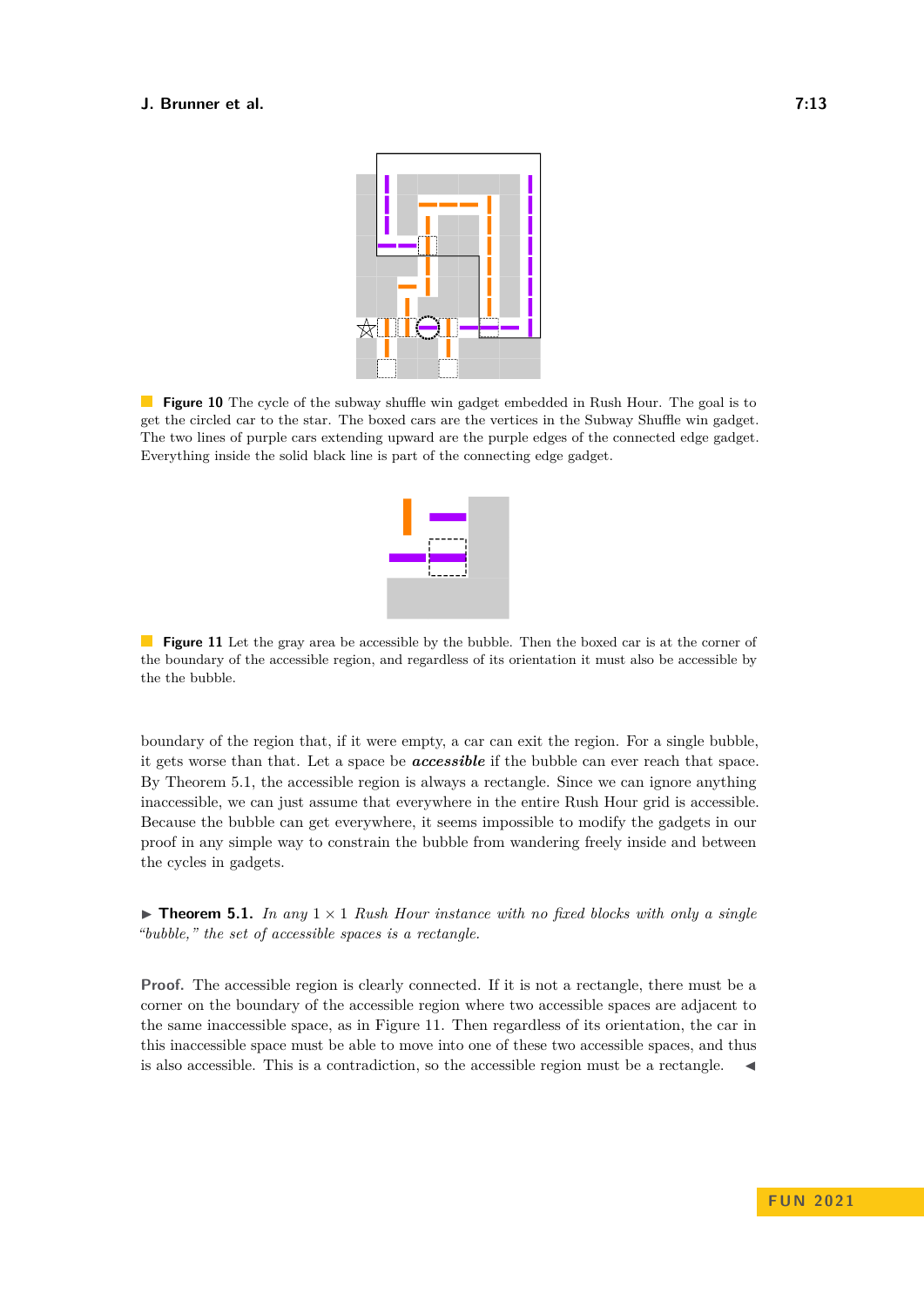■ **Figure 10** The cycle of the subway shuffle win gadget embedded in Rush Hour. The goal is to get the circled car to the star. The boxed cars are the vertices in the Subway Shuffle win gadget. The two lines of purple cars extending upward are the purple edges of the connected edge gadget. Everything inside the solid black line is part of the connecting edge gadget.

■ **Figure 11** Let the gray area be accessible by the bubble. Then the boxed car is at the corner of the boundary of the accessible region, and regardless of its orientation it must also be accessible by the the bubble.

boundary of the region that, if it were empty, a car can exit the region. For a single bubble, it gets worse than that. Let a space be ***accessible*** if the bubble can ever reach that space. By Theorem 5.1, the accessible region is always a rectangle. Since we can ignore anything inaccessible, we can just assume that everywhere in the entire Rush Hour grid is accessible. Because the bubble can get everywhere, it seems impossible to modify the gadgets in our proof in any simple way to constrain the bubble from wandering freely inside and between the cycles in gadgets.

▶ **Theorem 5.1.** *In any $1 \times 1$ Rush Hour instance with no fixed blocks with only a single "bubble," the set of accessible spaces is a rectangle.*

**Proof.** The accessible region is clearly connected. If it is not a rectangle, there must be a corner on the boundary of the accessible region where two accessible spaces are adjacent to the same inaccessible space, as in Figure 11. Then regardless of its orientation, the car in this inaccessible space must be able to move into one of these two accessible spaces, and thus is also accessible. This is a contradiction, so the accessible region must be a rectangle. ◀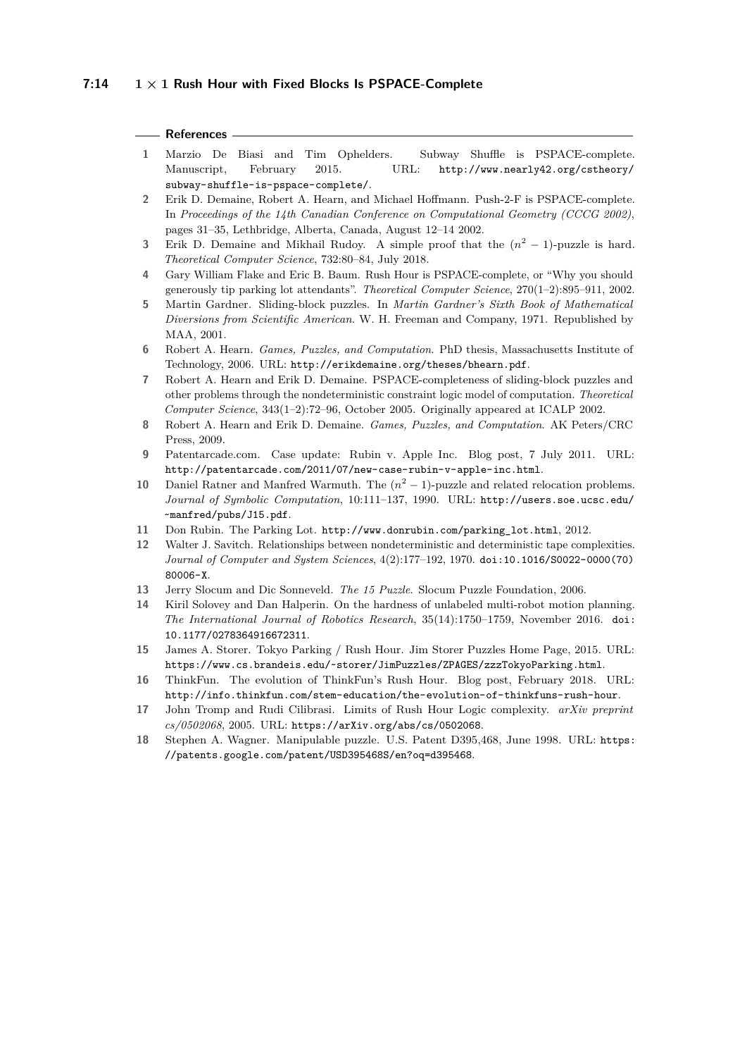## References

1. Marzio De Biasi and Tim Ophelders. Subway Shuffle is PSPACE-complete. Manuscript, February 2015. URL: http://www.nearly42.org/cstheory/subway-shuffle-is-pspace-complete/.
2. Erik D. Demaine, Robert A. Hearn, and Michael Hoffmann. Push-2-F is PSPACE-complete. In *Proceedings of the 14th Canadian Conference on Computational Geometry (CCCG 2002)*, pages 31–35, Lethbridge, Alberta, Canada, August 12–14 2002.
3. Erik D. Demaine and Mikhail Rudoy. A simple proof that the $(n^2 - 1)$-puzzle is hard. *Theoretical Computer Science*, 732:80–84, July 2018.
4. Gary William Flake and Eric B. Baum. Rush Hour is PSPACE-complete, or "Why you should generously tip parking lot attendants". *Theoretical Computer Science*, 270(1–2):895–911, 2002.
5. Martin Gardner. Sliding-block puzzles. In *Martin Gardner's Sixth Book of Mathematical Diversions from Scientific American*. W. H. Freeman and Company, 1971. Republished by MAA, 2001.
6. Robert A. Hearn. *Games, Puzzles, and Computation*. PhD thesis, Massachusetts Institute of Technology, 2006. URL: http://erikdemaine.org/theses/bhearn.pdf.
7. Robert A. Hearn and Erik D. Demaine. PSPACE-completeness of sliding-block puzzles and other problems through the nondeterministic constraint logic model of computation. *Theoretical Computer Science*, 343(1–2):72–96, October 2005. Originally appeared at ICALP 2002.
8. Robert A. Hearn and Erik D. Demaine. *Games, Puzzles, and Computation*. AK Peters/CRC Press, 2009.
9. Patentarcade.com. Case update: Rubin v. Apple Inc. Blog post, 7 July 2011. URL: http://patentarcade.com/2011/07/new-case-rubin-v-apple-inc.html.
10. Daniel Ratner and Manfred Warmuth. The $(n^2 - 1)$-puzzle and related relocation problems. *Journal of Symbolic Computation*, 10:111–137, 1990. URL: http://users.soe.ucsc.edu/~manfred/pubs/J15.pdf.
11. Don Rubin. The Parking Lot. http://www.donrubin.com/parking_lot.html, 2012.
12. Walter J. Savitch. Relationships between nondeterministic and deterministic tape complexities. *Journal of Computer and System Sciences*, 4(2):177–192, 1970. doi:10.1016/S0022-0000(70)80006-X.
13. Jerry Slocum and Dic Sonneveld. *The 15 Puzzle*. Slocum Puzzle Foundation, 2006.
14. Kiril Solovey and Dan Halperin. On the hardness of unlabeled multi-robot motion planning. *The International Journal of Robotics Research*, 35(14):1750–1759, November 2016. doi:10.1177/0278364916672311.
15. James A. Storer. Tokyo Parking / Rush Hour. Jim Storer Puzzles Home Page, 2015. URL: https://www.cs.brandeis.edu/~storer/JimPuzzles/ZPAGES/zzzTokyoParking.html.
16. ThinkFun. The evolution of ThinkFun's Rush Hour. Blog post, February 2018. URL: http://info.thinkfun.com/stem-education/the-evolution-of-thinkfuns-rush-hour.
17. John Tromp and Rudi Cilibrasi. Limits of Rush Hour Logic complexity. *arXiv preprint cs/0502068*, 2005. URL: https://arXiv.org/abs/cs/0502068.
18. Stephen A. Wagner. Manipulable puzzle. U.S. Patent D395,468, June 1998. URL: https://patents.google.com/patent/USD395468S/en?oq=d395468.